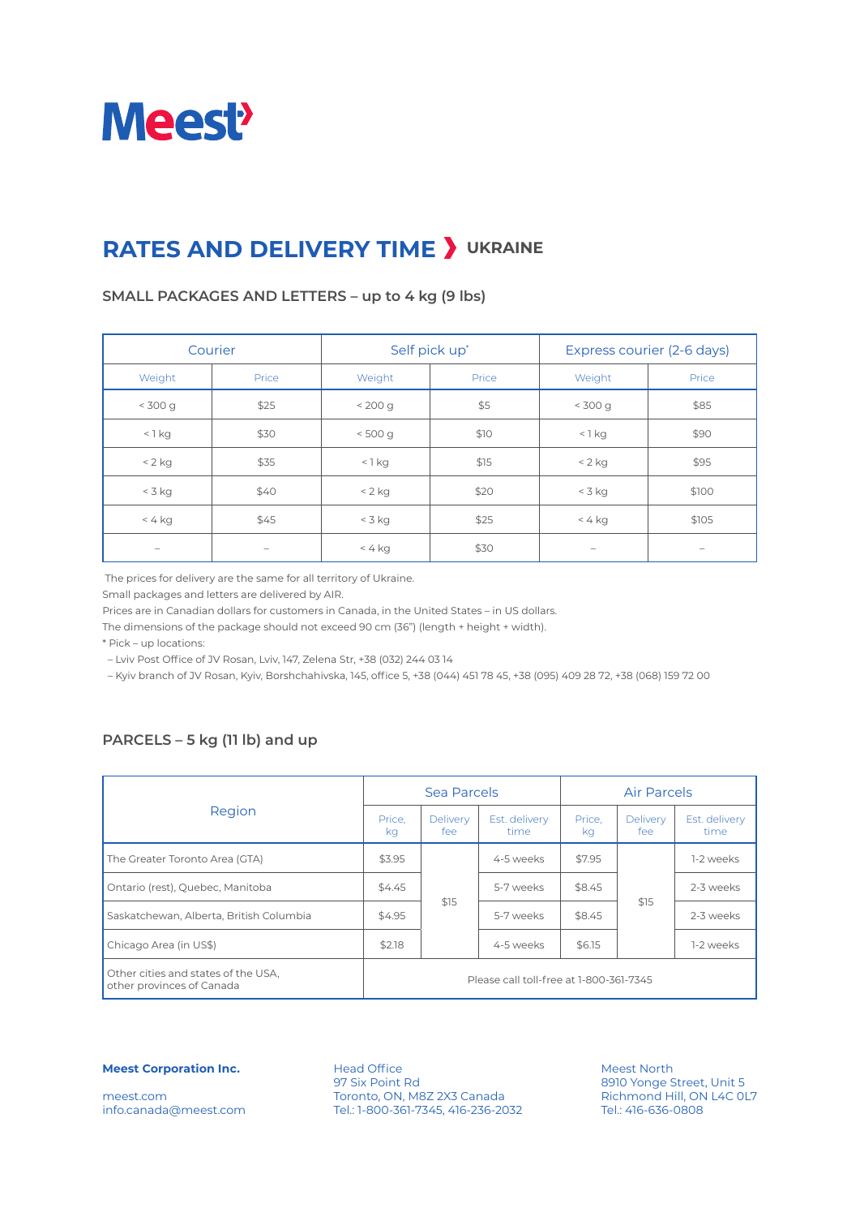# Meest

## RATES AND DELIVERY TIME ❯ UKRAINE

### SMALL PACKAGES AND LETTERS – up to 4 kg (9 lbs)

| Courier | | Self pick up* | | Express courier (2-6 days) | |
|---|---|---|---|---|---|
| Weight | Price | Weight | Price | Weight | Price |
| < 300 g | $25 | < 200 g | $5 | < 300 g | $85 |
| < 1 kg | $30 | < 500 g | $10 | < 1 kg | $90 |
| < 2 kg | $35 | < 1 kg | $15 | < 2 kg | $95 |
| < 3 kg | $40 | < 2 kg | $20 | < 3 kg | $100 |
| < 4 kg | $45 | < 3 kg | $25 | < 4 kg | $105 |
| – | – | < 4 kg | $30 | – | – |

The prices for delivery are the same for all territory of Ukraine.

Small packages and letters are delivered by AIR.

Prices are in Canadian dollars for customers in Canada, in the United States – in US dollars.

The dimensions of the package should not exceed 90 cm (36") (length + height + width).

* Pick – up locations:

– Lviv Post Office of JV Rosan, Lviv, 147, Zelena Str, +38 (032) 244 03 14

– Kyiv branch of JV Rosan, Kyiv, Borshchahivska, 145, office 5, +38 (044) 451 78 45, +38 (095) 409 28 72, +38 (068) 159 72 00

### PARCELS – 5 kg (11 lb) and up

| Region | Sea Parcels | | | Air Parcels | | |
|---|---|---|---|---|---|---|
| | Price, kg | Delivery fee | Est. delivery time | Price, kg | Delivery fee | Est. delivery time |
| The Greater Toronto Area (GTA) | $3.95 | $15 | 4-5 weeks | $7.95 | $15 | 1-2 weeks |
| Ontario (rest), Quebec, Manitoba | $4.45 | | 5-7 weeks | $8.45 | | 2-3 weeks |
| Saskatchewan, Alberta, British Columbia | $4.95 | | 5-7 weeks | $8.45 | | 2-3 weeks |
| Chicago Area (in US$) | $2.18 | | 4-5 weeks | $6.15 | | 1-2 weeks |
| Other cities and states of the USA, other provinces of Canada | Please call toll-free at 1-800-361-7345 | | | | | |

**Meest Corporation Inc.**

meest.com
info.canada@meest.com

Head Office
97 Six Point Rd
Toronto, ON, M8Z 2X3 Canada
Tel.: 1-800-361-7345, 416-236-2032

Meest North
8910 Yonge Street, Unit 5
Richmond Hill, ON L4C 0L7
Tel.: 416-636-0808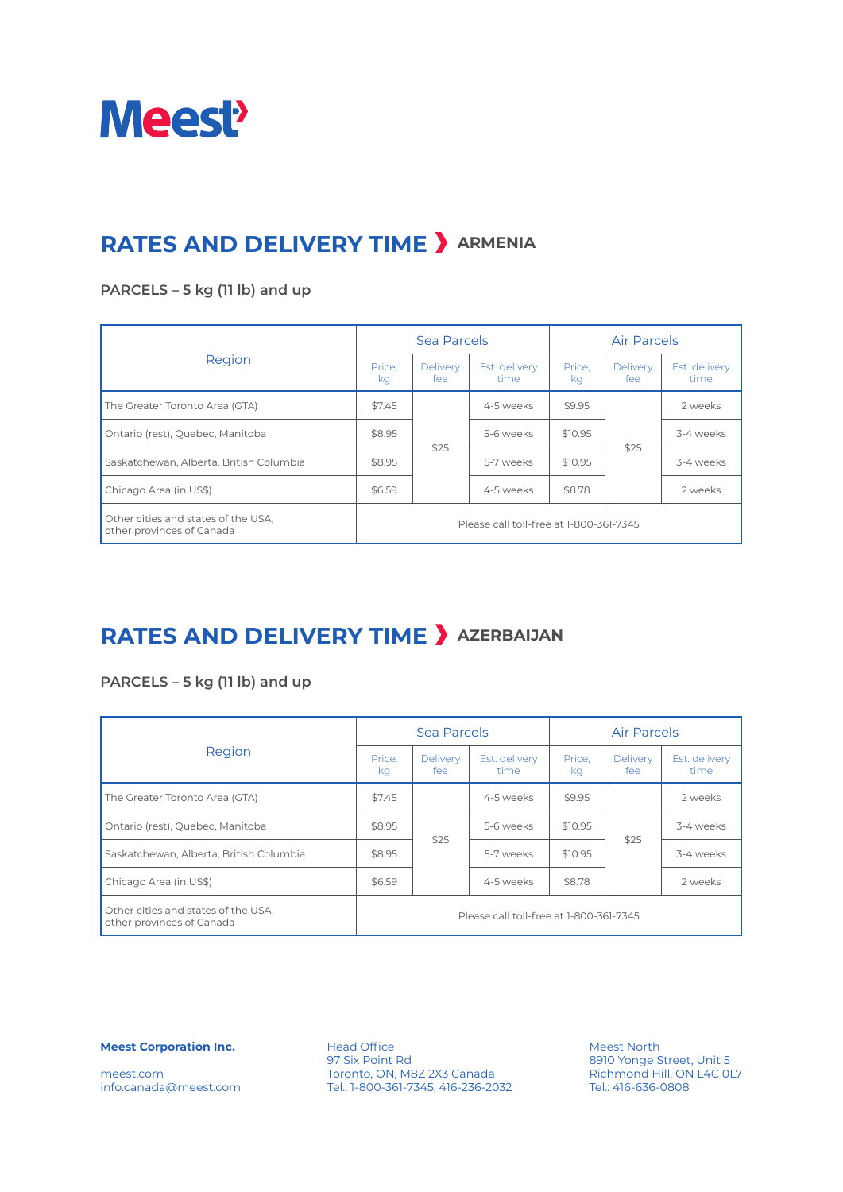Meest

## RATES AND DELIVERY TIME ❯ ARMENIA

**PARCELS – 5 kg (11 lb) and up**

| Region | Sea Parcels | | | Air Parcels | | |
|---|---|---|---|---|---|---|
| | Price, kg | Delivery fee | Est. delivery time | Price, kg | Delivery fee | Est. delivery time |
| The Greater Toronto Area (GTA) | $7.45 | $25 | 4-5 weeks | $9.95 | $25 | 2 weeks |
| Ontario (rest), Quebec, Manitoba | $8.95 | | 5-6 weeks | $10.95 | | 3-4 weeks |
| Saskatchewan, Alberta, British Columbia | $8.95 | | 5-7 weeks | $10.95 | | 3-4 weeks |
| Chicago Area (in US$) | $6.59 | | 4-5 weeks | $8.78 | | 2 weeks |
| Other cities and states of the USA, other provinces of Canada | Please call toll-free at 1-800-361-7345 | | | | | |

## RATES AND DELIVERY TIME ❯ AZERBAIJAN

**PARCELS – 5 kg (11 lb) and up**

| Region | Sea Parcels | | | Air Parcels | | |
|---|---|---|---|---|---|---|
| | Price, kg | Delivery fee | Est. delivery time | Price, kg | Delivery fee | Est. delivery time |
| The Greater Toronto Area (GTA) | $7.45 | $25 | 4-5 weeks | $9.95 | $25 | 2 weeks |
| Ontario (rest), Quebec, Manitoba | $8.95 | | 5-6 weeks | $10.95 | | 3-4 weeks |
| Saskatchewan, Alberta, British Columbia | $8.95 | | 5-7 weeks | $10.95 | | 3-4 weeks |
| Chicago Area (in US$) | $6.59 | | 4-5 weeks | $8.78 | | 2 weeks |
| Other cities and states of the USA, other provinces of Canada | Please call toll-free at 1-800-361-7345 | | | | | |

**Meest Corporation Inc.**

meest.com
info.canada@meest.com

Head Office
97 Six Point Rd
Toronto, ON, M8Z 2X3 Canada
Tel.: 1-800-361-7345, 416-236-2032

Meest North
8910 Yonge Street, Unit 5
Richmond Hill, ON L4C 0L7
Tel.: 416-636-0808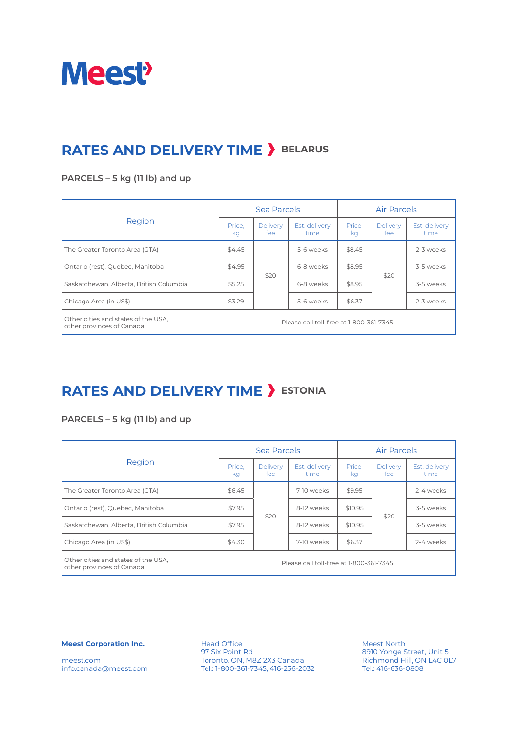# Meest

## RATES AND DELIVERY TIME ❯ BELARUS

### PARCELS – 5 kg (11 lb) and up

| Region | Sea Parcels | | | Air Parcels | | |
|---|---|---|---|---|---|---|
| | Price, kg | Delivery fee | Est. delivery time | Price, kg | Delivery fee | Est. delivery time |
| The Greater Toronto Area (GTA) | $4.45 | $20 | 5-6 weeks | $8.45 | $20 | 2-3 weeks |
| Ontario (rest), Quebec, Manitoba | $4.95 | | 6-8 weeks | $8.95 | | 3-5 weeks |
| Saskatchewan, Alberta, British Columbia | $5.25 | | 6-8 weeks | $8.95 | | 3-5 weeks |
| Chicago Area (in US$) | $3.29 | | 5-6 weeks | $6.37 | | 2-3 weeks |
| Other cities and states of the USA, other provinces of Canada | Please call toll-free at 1-800-361-7345 | | | | | |

## RATES AND DELIVERY TIME ❯ ESTONIA

### PARCELS – 5 kg (11 lb) and up

| Region | Sea Parcels | | | Air Parcels | | |
|---|---|---|---|---|---|---|
| | Price, kg | Delivery fee | Est. delivery time | Price, kg | Delivery fee | Est. delivery time |
| The Greater Toronto Area (GTA) | $6.45 | $20 | 7-10 weeks | $9.95 | $20 | 2-4 weeks |
| Ontario (rest), Quebec, Manitoba | $7.95 | | 8-12 weeks | $10.95 | | 3-5 weeks |
| Saskatchewan, Alberta, British Columbia | $7.95 | | 8-12 weeks | $10.95 | | 3-5 weeks |
| Chicago Area (in US$) | $4.30 | | 7-10 weeks | $6.37 | | 2-4 weeks |
| Other cities and states of the USA, other provinces of Canada | Please call toll-free at 1-800-361-7345 | | | | | |

**Meest Corporation Inc.**

meest.com
info.canada@meest.com

Head Office
97 Six Point Rd
Toronto, ON, M8Z 2X3 Canada
Tel.: 1-800-361-7345, 416-236-2032

Meest North
8910 Yonge Street, Unit 5
Richmond Hill, ON L4C 0L7
Tel.: 416-636-0808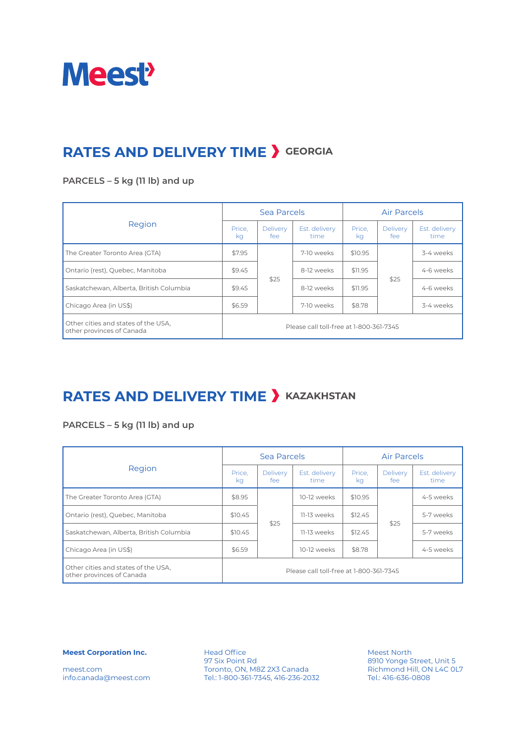Meest

## RATES AND DELIVERY TIME ❯ GEORGIA

### PARCELS – 5 kg (11 lb) and up

| Region | Sea Parcels | | | Air Parcels | | |
|---|---|---|---|---|---|---|
| | Price, kg | Delivery fee | Est. delivery time | Price, kg | Delivery fee | Est. delivery time |
| The Greater Toronto Area (GTA) | $7.95 | $25 | 7-10 weeks | $10.95 | $25 | 3-4 weeks |
| Ontario (rest), Quebec, Manitoba | $9.45 | | 8-12 weeks | $11.95 | | 4-6 weeks |
| Saskatchewan, Alberta, British Columbia | $9.45 | | 8-12 weeks | $11.95 | | 4-6 weeks |
| Chicago Area (in US$) | $6.59 | | 7-10 weeks | $8.78 | | 3-4 weeks |
| Other cities and states of the USA, other provinces of Canada | Please call toll-free at 1-800-361-7345 | | | | | |

## RATES AND DELIVERY TIME ❯ KAZAKHSTAN

### PARCELS – 5 kg (11 lb) and up

| Region | Sea Parcels | | | Air Parcels | | |
|---|---|---|---|---|---|---|
| | Price, kg | Delivery fee | Est. delivery time | Price, kg | Delivery fee | Est. delivery time |
| The Greater Toronto Area (GTA) | $8.95 | $25 | 10-12 weeks | $10.95 | $25 | 4-5 weeks |
| Ontario (rest), Quebec, Manitoba | $10.45 | | 11-13 weeks | $12.45 | | 5-7 weeks |
| Saskatchewan, Alberta, British Columbia | $10.45 | | 11-13 weeks | $12.45 | | 5-7 weeks |
| Chicago Area (in US$) | $6.59 | | 10-12 weeks | $8.78 | | 4-5 weeks |
| Other cities and states of the USA, other provinces of Canada | Please call toll-free at 1-800-361-7345 | | | | | |

**Meest Corporation Inc.**

meest.com
info.canada@meest.com

Head Office
97 Six Point Rd
Toronto, ON, M8Z 2X3 Canada
Tel.: 1-800-361-7345, 416-236-2032

Meest North
8910 Yonge Street, Unit 5
Richmond Hill, ON L4C 0L7
Tel.: 416-636-0808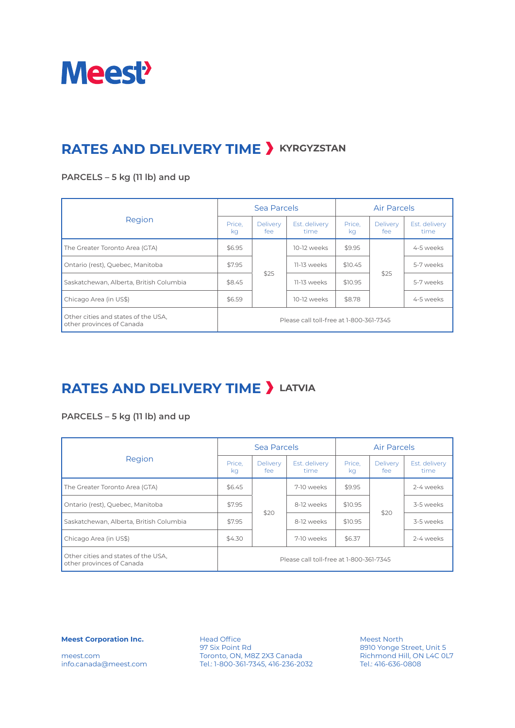Meest

# RATES AND DELIVERY TIME › KYRGYZSTAN

### PARCELS – 5 kg (11 lb) and up

| Region | Sea Parcels | | | Air Parcels | | |
|---|---|---|---|---|---|---|
| | Price, kg | Delivery fee | Est. delivery time | Price, kg | Delivery fee | Est. delivery time |
| The Greater Toronto Area (GTA) | $6.95 | $25 | 10-12 weeks | $9.95 | $25 | 4-5 weeks |
| Ontario (rest), Quebec, Manitoba | $7.95 | | 11-13 weeks | $10.45 | | 5-7 weeks |
| Saskatchewan, Alberta, British Columbia | $8.45 | | 11-13 weeks | $10.95 | | 5-7 weeks |
| Chicago Area (in US$) | $6.59 | | 10-12 weeks | $8.78 | | 4-5 weeks |
| Other cities and states of the USA, other provinces of Canada | Please call toll-free at 1-800-361-7345 | | | | | |

# RATES AND DELIVERY TIME › LATVIA

### PARCELS – 5 kg (11 lb) and up

| Region | Sea Parcels | | | Air Parcels | | |
|---|---|---|---|---|---|---|
| | Price, kg | Delivery fee | Est. delivery time | Price, kg | Delivery fee | Est. delivery time |
| The Greater Toronto Area (GTA) | $6.45 | $20 | 7-10 weeks | $9.95 | $20 | 2-4 weeks |
| Ontario (rest), Quebec, Manitoba | $7.95 | | 8-12 weeks | $10.95 | | 3-5 weeks |
| Saskatchewan, Alberta, British Columbia | $7.95 | | 8-12 weeks | $10.95 | | 3-5 weeks |
| Chicago Area (in US$) | $4.30 | | 7-10 weeks | $6.37 | | 2-4 weeks |
| Other cities and states of the USA, other provinces of Canada | Please call toll-free at 1-800-361-7345 | | | | | |

**Meest Corporation Inc.**

meest.com
info.canada@meest.com

Head Office
97 Six Point Rd
Toronto, ON, M8Z 2X3 Canada
Tel.: 1-800-361-7345, 416-236-2032

Meest North
8910 Yonge Street, Unit 5
Richmond Hill, ON L4C 0L7
Tel.: 416-636-0808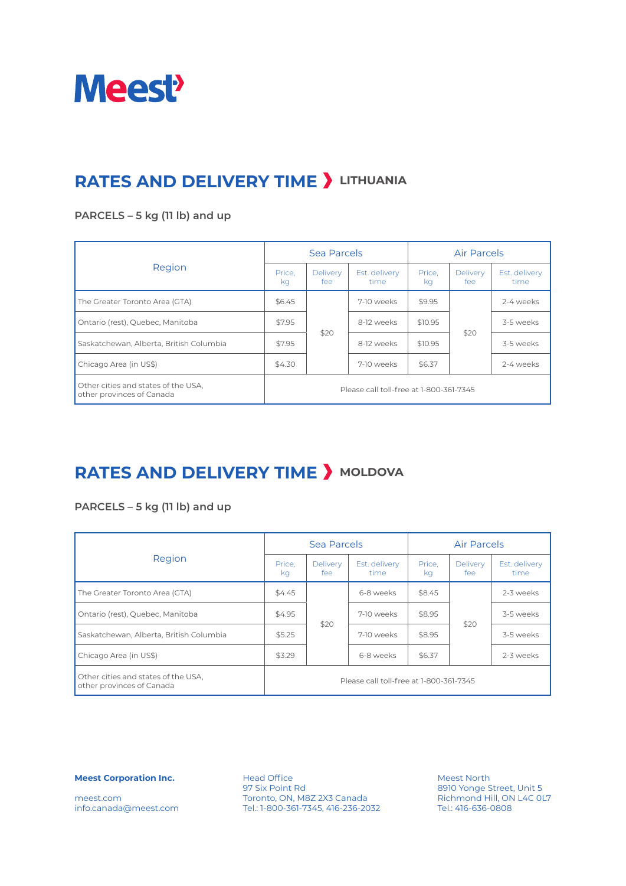Meest

## RATES AND DELIVERY TIME › LITHUANIA

### PARCELS – 5 kg (11 lb) and up

| Region | Sea Parcels | | | Air Parcels | | |
|---|---|---|---|---|---|---|
| | Price, kg | Delivery fee | Est. delivery time | Price, kg | Delivery fee | Est. delivery time |
| The Greater Toronto Area (GTA) | $6.45 | $20 | 7-10 weeks | $9.95 | $20 | 2-4 weeks |
| Ontario (rest), Quebec, Manitoba | $7.95 | | 8-12 weeks | $10.95 | | 3-5 weeks |
| Saskatchewan, Alberta, British Columbia | $7.95 | | 8-12 weeks | $10.95 | | 3-5 weeks |
| Chicago Area (in US$) | $4.30 | | 7-10 weeks | $6.37 | | 2-4 weeks |
| Other cities and states of the USA, other provinces of Canada | Please call toll-free at 1-800-361-7345 | | | | | |

## RATES AND DELIVERY TIME › MOLDOVA

### PARCELS – 5 kg (11 lb) and up

| Region | Sea Parcels | | | Air Parcels | | |
|---|---|---|---|---|---|---|
| | Price, kg | Delivery fee | Est. delivery time | Price, kg | Delivery fee | Est. delivery time |
| The Greater Toronto Area (GTA) | $4.45 | $20 | 6-8 weeks | $8.45 | $20 | 2-3 weeks |
| Ontario (rest), Quebec, Manitoba | $4.95 | | 7-10 weeks | $8.95 | | 3-5 weeks |
| Saskatchewan, Alberta, British Columbia | $5.25 | | 7-10 weeks | $8.95 | | 3-5 weeks |
| Chicago Area (in US$) | $3.29 | | 6-8 weeks | $6.37 | | 2-3 weeks |
| Other cities and states of the USA, other provinces of Canada | Please call toll-free at 1-800-361-7345 | | | | | |

**Meest Corporation Inc.**

meest.com
info.canada@meest.com

Head Office
97 Six Point Rd
Toronto, ON, M8Z 2X3 Canada
Tel.: 1-800-361-7345, 416-236-2032

Meest North
8910 Yonge Street, Unit 5
Richmond Hill, ON L4C 0L7
Tel.: 416-636-0808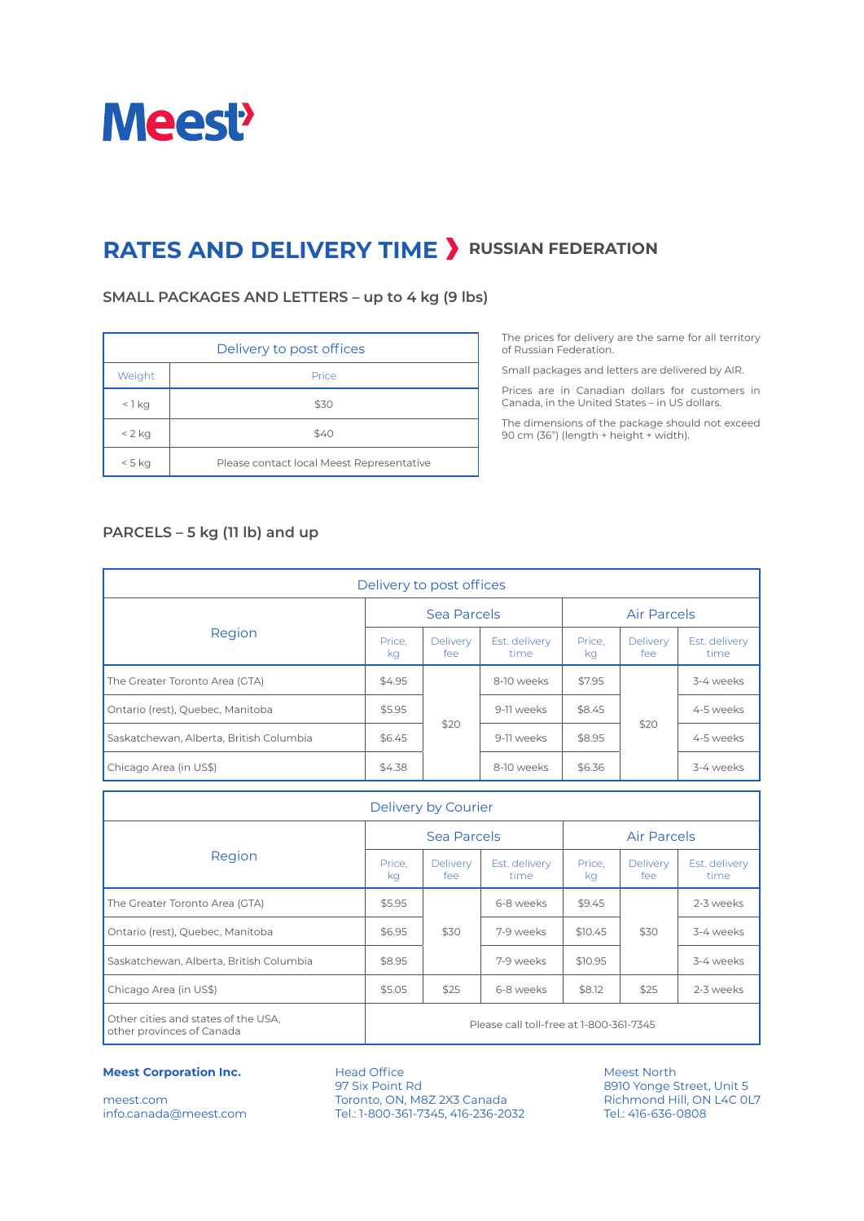Meest

# RATES AND DELIVERY TIME › RUSSIAN FEDERATION

## SMALL PACKAGES AND LETTERS – up to 4 kg (9 lbs)

| Delivery to post offices | |
|---|---|
| Weight | Price |
| < 1 kg | $30 |
| < 2 kg | $40 |
| < 5 kg | Please contact local Meest Representative |

The prices for delivery are the same for all territory of Russian Federation.

Small packages and letters are delivered by AIR.

Prices are in Canadian dollars for customers in Canada, in the United States – in US dollars.

The dimensions of the package should not exceed 90 cm (36") (length + height + width).

## PARCELS – 5 kg (11 lb) and up

| Delivery to post offices | | | | | | |
|---|---|---|---|---|---|---|
| Region | Sea Parcels | | | Air Parcels | | |
| | Price, kg | Delivery fee | Est. delivery time | Price, kg | Delivery fee | Est. delivery time |
| The Greater Toronto Area (GTA) | $4.95 | $20 | 8-10 weeks | $7.95 | $20 | 3-4 weeks |
| Ontario (rest), Quebec, Manitoba | $5.95 | | 9-11 weeks | $8.45 | | 4-5 weeks |
| Saskatchewan, Alberta, British Columbia | $6.45 | | 9-11 weeks | $8.95 | | 4-5 weeks |
| Chicago Area (in US$) | $4.38 | | 8-10 weeks | $6.36 | | 3-4 weeks |

| Delivery by Courier | | | | | | |
|---|---|---|---|---|---|---|
| Region | Sea Parcels | | | Air Parcels | | |
| | Price, kg | Delivery fee | Est. delivery time | Price, kg | Delivery fee | Est. delivery time |
| The Greater Toronto Area (GTA) | $5.95 | $30 | 6-8 weeks | $9.45 | $30 | 2-3 weeks |
| Ontario (rest), Quebec, Manitoba | $6.95 | | 7-9 weeks | $10.45 | | 3-4 weeks |
| Saskatchewan, Alberta, British Columbia | $8.95 | | 7-9 weeks | $10.95 | | 3-4 weeks |
| Chicago Area (in US$) | $5.05 | $25 | 6-8 weeks | $8.12 | $25 | 2-3 weeks |
| Other cities and states of the USA, other provinces of Canada | Please call toll-free at 1-800-361-7345 | | | | | |

**Meest Corporation Inc.**

meest.com
info.canada@meest.com

Head Office
97 Six Point Rd
Toronto, ON, M8Z 2X3 Canada
Tel.: 1-800-361-7345, 416-236-2032

Meest North
8910 Yonge Street, Unit 5
Richmond Hill, ON L4C 0L7
Tel.: 416-636-0808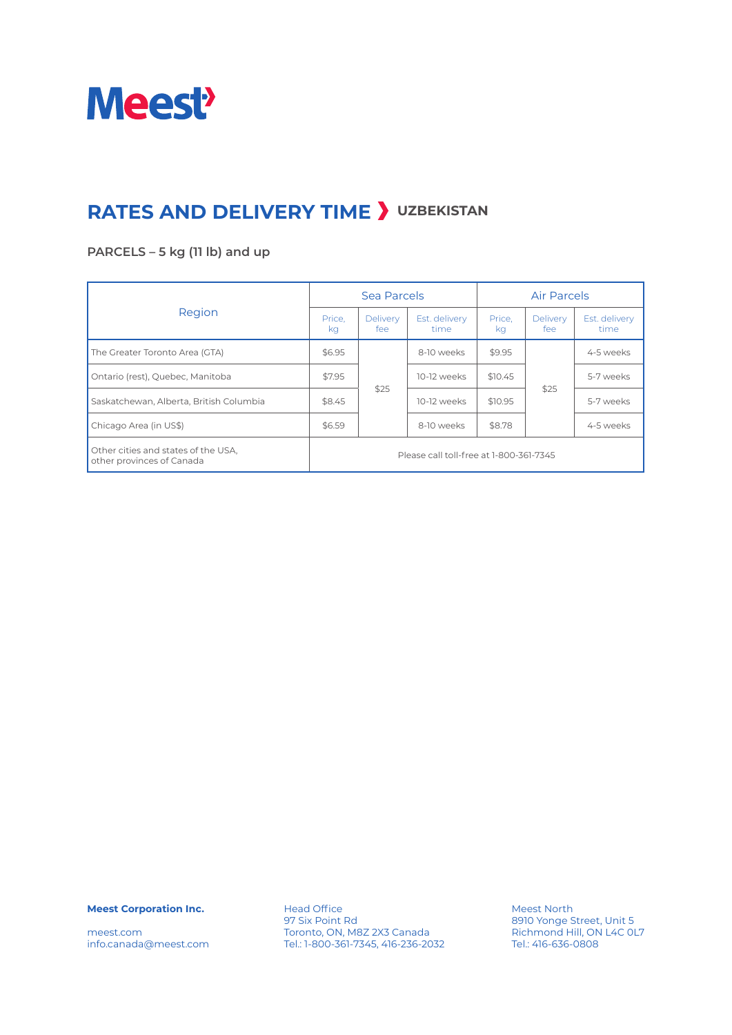# RATES AND DELIVERY TIME ❯ UZBEKISTAN

### PARCELS – 5 kg (11 lb) and up

| Region | Sea Parcels | | | Air Parcels | | |
|---|---|---|---|---|---|---|
| | Price, kg | Delivery fee | Est. delivery time | Price, kg | Delivery fee | Est. delivery time |
| The Greater Toronto Area (GTA) | $6.95 | $25 | 8-10 weeks | $9.95 | $25 | 4-5 weeks |
| Ontario (rest), Quebec, Manitoba | $7.95 | | 10-12 weeks | $10.45 | | 5-7 weeks |
| Saskatchewan, Alberta, British Columbia | $8.45 | | 10-12 weeks | $10.95 | | 5-7 weeks |
| Chicago Area (in US$) | $6.59 | | 8-10 weeks | $8.78 | | 4-5 weeks |
| Other cities and states of the USA, other provinces of Canada | Please call toll-free at 1-800-361-7345 | | | | | |

**Meest Corporation Inc.**

meest.com
info.canada@meest.com

Head Office
97 Six Point Rd
Toronto, ON, M8Z 2X3 Canada
Tel.: 1-800-361-7345, 416-236-2032

Meest North
8910 Yonge Street, Unit 5
Richmond Hill, ON L4C 0L7
Tel.: 416-636-0808